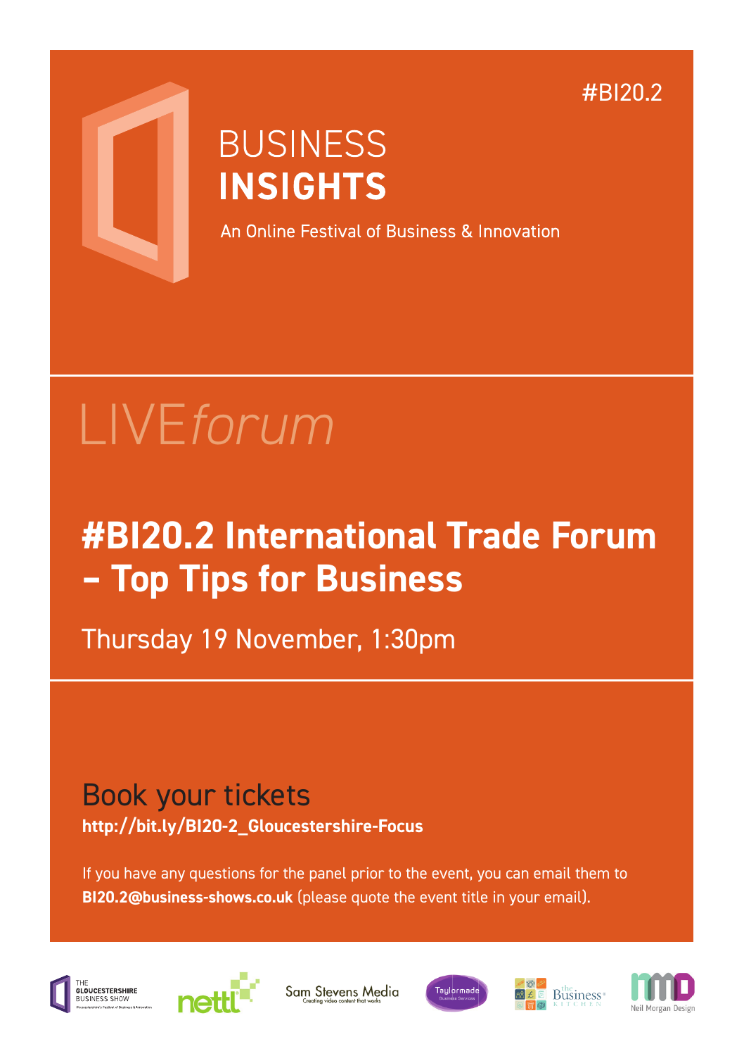#BI20.2

# BUSINESS **INSIGHTS**

An Online Festival of Business & Innovation

LIVE*forum*

## #BI20.2 International Trade Forum – Top Tips for Business

Thursday 19 November, 1:30pm

### Book your tickets

**http://bit.ly/BI20-2_Gloucestershire-Focus**

If you have any questions for the panel prior to the event, you can email them to **BI20.2@business-shows.co.uk** (please quote the event title in your email).

THE GLOUCESTERSHIRE BUSINESS SHOW · nettl · Sam Stevens Media – Creating video content that works · Taylormade Business Services · the Business Kitchen · Neil Morgan Design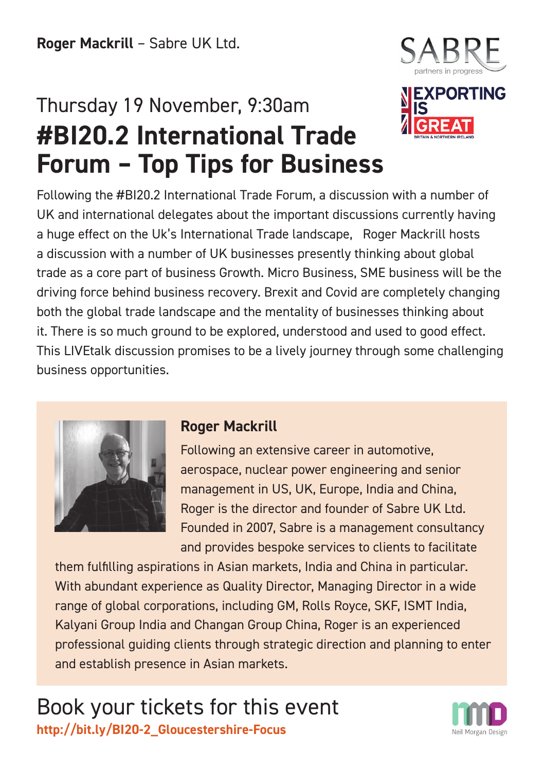**Roger Mackrill** – Sabre UK Ltd.

SABRE
partners in progress

EXPORTING IS GREAT
BRITAIN & NORTHERN IRELAND

Thursday 19 November, 9:30am

# #BI20.2 International Trade Forum – Top Tips for Business

Following the #BI20.2 International Trade Forum, a discussion with a number of UK and international delegates about the important discussions currently having a huge effect on the Uk's International Trade landscape, Roger Mackrill hosts a discussion with a number of UK businesses presently thinking about global trade as a core part of business Growth. Micro Business, SME business will be the driving force behind business recovery. Brexit and Covid are completely changing both the global trade landscape and the mentality of businesses thinking about it. There is so much ground to be explored, understood and used to good effect. This LIVEtalk discussion promises to be a lively journey through some challenging business opportunities.

## Roger Mackrill

Following an extensive career in automotive, aerospace, nuclear power engineering and senior management in US, UK, Europe, India and China, Roger is the director and founder of Sabre UK Ltd. Founded in 2007, Sabre is a management consultancy and provides bespoke services to clients to facilitate them fulfilling aspirations in Asian markets, India and China in particular. With abundant experience as Quality Director, Managing Director in a wide range of global corporations, including GM, Rolls Royce, SKF, ISMT India, Kalyani Group India and Changan Group China, Roger is an experienced professional guiding clients through strategic direction and planning to enter and establish presence in Asian markets.

## Book your tickets for this event

**http://bit.ly/BI20-2_Gloucestershire-Focus**

Neil Morgan Design